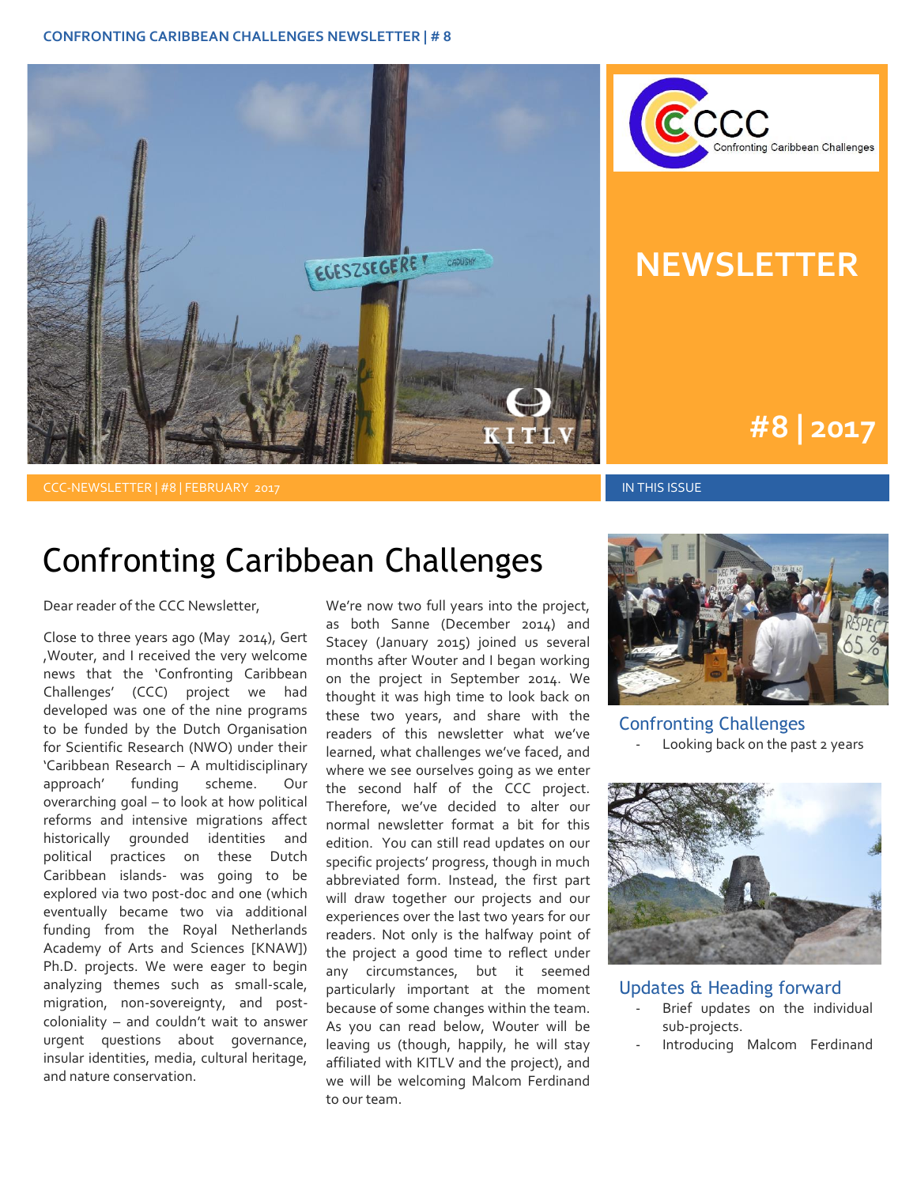# NEWSLETTER

## #8 | 2017

CCC-NEWSLETTER | #8 | FEBRUARY 2017

# Confronting Caribbean Challenges

Dear reader of the CCC Newsletter,

Close to three years ago (May 2014), Gert ,Wouter, and I received the very welcome news that the 'Confronting Caribbean Challenges' (CCC) project we had developed was one of the nine programs to be funded by the Dutch Organisation for Scientific Research (NWO) under their 'Caribbean Research – A multidisciplinary approach' funding scheme. Our overarching goal – to look at how political reforms and intensive migrations affect historically grounded identities and political practices on these Dutch Caribbean islands- was going to be explored via two post-doc and one (which eventually became two via additional funding from the Royal Netherlands Academy of Arts and Sciences [KNAW]) Ph.D. projects. We were eager to begin analyzing themes such as small-scale, migration, non-sovereignty, and post-coloniality – and couldn't wait to answer urgent questions about governance, insular identities, media, cultural heritage, and nature conservation.

We're now two full years into the project, as both Sanne (December 2014) and Stacey (January 2015) joined us several months after Wouter and I began working on the project in September 2014. We thought it was high time to look back on these two years, and share with the readers of this newsletter what we've learned, what challenges we've faced, and where we see ourselves going as we enter the second half of the CCC project. Therefore, we've decided to alter our normal newsletter format a bit for this edition. You can still read updates on our specific projects' progress, though in much abbreviated form. Instead, the first part will draw together our projects and our experiences over the last two years for our readers. Not only is the halfway point of the project a good time to reflect under any circumstances, but it seemed particularly important at the moment because of some changes within the team. As you can read below, Wouter will be leaving us (though, happily, he will stay affiliated with KITLV and the project), and we will be welcoming Malcom Ferdinand to our team.

IN THIS ISSUE

**Confronting Challenges**

- Looking back on the past 2 years

**Updates & Heading forward**

- Brief updates on the individual sub-projects.
- Introducing Malcom Ferdinand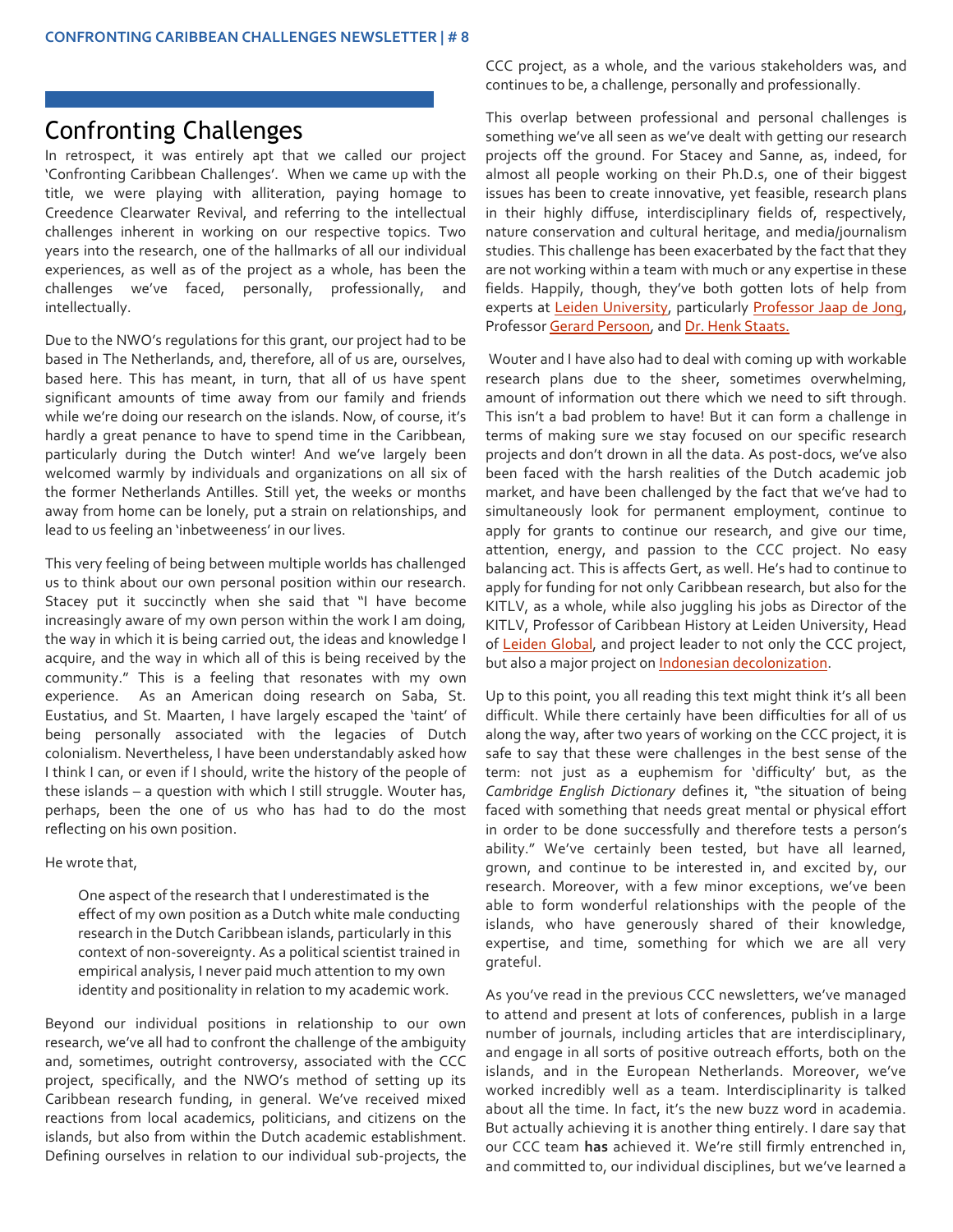## Confronting Challenges

In retrospect, it was entirely apt that we called our project 'Confronting Caribbean Challenges'. When we came up with the title, we were playing with alliteration, paying homage to Creedence Clearwater Revival, and referring to the intellectual challenges inherent in working on our respective topics. Two years into the research, one of the hallmarks of all our individual experiences, as well as of the project as a whole, has been the challenges we've faced, personally, professionally, and intellectually.

Due to the NWO's regulations for this grant, our project had to be based in The Netherlands, and, therefore, all of us are, ourselves, based here. This has meant, in turn, that all of us have spent significant amounts of time away from our family and friends while we're doing our research on the islands. Now, of course, it's hardly a great penance to have to spend time in the Caribbean, particularly during the Dutch winter! And we've largely been welcomed warmly by individuals and organizations on all six of the former Netherlands Antilles. Still yet, the weeks or months away from home can be lonely, put a strain on relationships, and lead to us feeling an 'inbetweeness' in our lives.

This very feeling of being between multiple worlds has challenged us to think about our own personal position within our research. Stacey put it succinctly when she said that "I have become increasingly aware of my own person within the work I am doing, the way in which it is being carried out, the ideas and knowledge I acquire, and the way in which all of this is being received by the community." This is a feeling that resonates with my own experience. As an American doing research on Saba, St. Eustatius, and St. Maarten, I have largely escaped the 'taint' of being personally associated with the legacies of Dutch colonialism. Nevertheless, I have been understandably asked how I think I can, or even if I should, write the history of the people of these islands – a question with which I still struggle. Wouter has, perhaps, been the one of us who has had to do the most reflecting on his own position.

He wrote that,

> One aspect of the research that I underestimated is the effect of my own position as a Dutch white male conducting research in the Dutch Caribbean islands, particularly in this context of non-sovereignty. As a political scientist trained in empirical analysis, I never paid much attention to my own identity and positionality in relation to my academic work.

Beyond our individual positions in relationship to our own research, we've all had to confront the challenge of the ambiguity and, sometimes, outright controversy, associated with the CCC project, specifically, and the NWO's method of setting up its Caribbean research funding, in general. We've received mixed reactions from local academics, politicians, and citizens on the islands, but also from within the Dutch academic establishment. Defining ourselves in relation to our individual sub-projects, the CCC project, as a whole, and the various stakeholders was, and continues to be, a challenge, personally and professionally.

This overlap between professional and personal challenges is something we've all seen as we've dealt with getting our research projects off the ground. For Stacey and Sanne, as, indeed, for almost all people working on their Ph.D.s, one of their biggest issues has been to create innovative, yet feasible, research plans in their highly diffuse, interdisciplinary fields of, respectively, nature conservation and cultural heritage, and media/journalism studies. This challenge has been exacerbated by the fact that they are not working within a team with much or any expertise in these fields. Happily, though, they've both gotten lots of help from experts at Leiden University, particularly Professor Jaap de Jong, Professor Gerard Persoon, and Dr. Henk Staats.

Wouter and I have also had to deal with coming up with workable research plans due to the sheer, sometimes overwhelming, amount of information out there which we need to sift through. This isn't a bad problem to have! But it can form a challenge in terms of making sure we stay focused on our specific research projects and don't drown in all the data. As post-docs, we've also been faced with the harsh realities of the Dutch academic job market, and have been challenged by the fact that we've had to simultaneously look for permanent employment, continue to apply for grants to continue our research, and give our time, attention, energy, and passion to the CCC project. No easy balancing act. This is affects Gert, as well. He's had to continue to apply for funding for not only Caribbean research, but also for the KITLV, as a whole, while also juggling his jobs as Director of the KITLV, Professor of Caribbean History at Leiden University, Head of Leiden Global, and project leader to not only the CCC project, but also a major project on Indonesian decolonization.

Up to this point, you all reading this text might think it's all been difficult. While there certainly have been difficulties for all of us along the way, after two years of working on the CCC project, it is safe to say that these were challenges in the best sense of the term: not just as a euphemism for 'difficulty' but, as the *Cambridge English Dictionary* defines it, "the situation of being faced with something that needs great mental or physical effort in order to be done successfully and therefore tests a person's ability." We've certainly been tested, but have all learned, grown, and continue to be interested in, and excited by, our research. Moreover, with a few minor exceptions, we've been able to form wonderful relationships with the people of the islands, who have generously shared of their knowledge, expertise, and time, something for which we are all very grateful.

As you've read in the previous CCC newsletters, we've managed to attend and present at lots of conferences, publish in a large number of journals, including articles that are interdisciplinary, and engage in all sorts of positive outreach efforts, both on the islands, and in the European Netherlands. Moreover, we've worked incredibly well as a team. Interdisciplinarity is talked about all the time. In fact, it's the new buzz word in academia. But actually achieving it is another thing entirely. I dare say that our CCC team **has** achieved it. We're still firmly entrenched in, and committed to, our individual disciplines, but we've learned a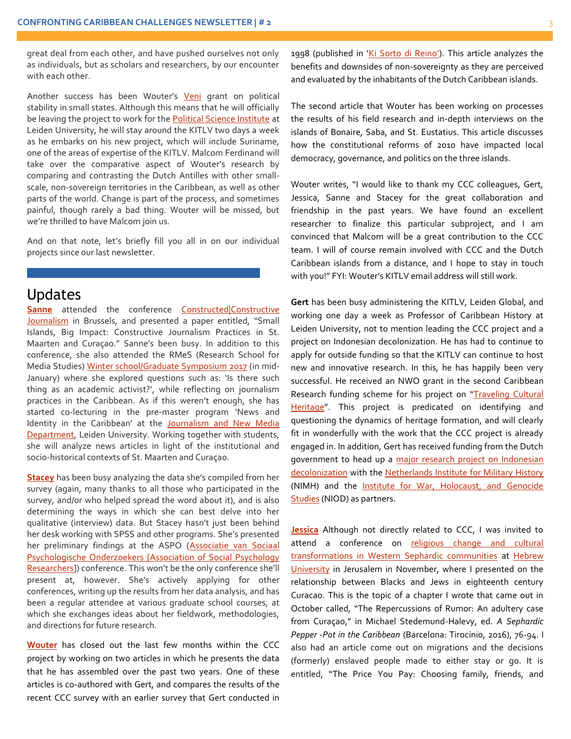great deal from each other, and have pushed ourselves not only as individuals, but as scholars and researchers, by our encounter with each other.

Another success has been Wouter's Veni grant on political stability in small states. Although this means that he will officially be leaving the project to work for the Political Science Institute at Leiden University, he will stay around the KITLV two days a week as he embarks on his new project, which will include Suriname, one of the areas of expertise of the KITLV. Malcom Ferdinand will take over the comparative aspect of Wouter's research by comparing and contrasting the Dutch Antilles with other small-scale, non-sovereign territories in the Caribbean, as well as other parts of the world. Change is part of the process, and sometimes painful, though rarely a bad thing. Wouter will be missed, but we're thrilled to have Malcom join us.

And on that note, let's briefly fill you all in on our individual projects since our last newsletter.

## Updates

**Sanne** attended the conference Constructed|Constructive Journalism in Brussels, and presented a paper entitled, "Small Islands, Big Impact: Constructive Journalism Practices in St. Maarten and Curaçao." Sanne's been busy. In addition to this conference, she also attended the RMeS (Research School for Media Studies) Winter school/Graduate Symposium 2017 (in mid-January) where she explored questions such as: 'Is there such thing as an academic activist?', while reflecting on journalism practices in the Caribbean. As if this weren't enough, she has started co-lecturing in the pre-master program 'News and Identity in the Caribbean' at the Journalism and New Media Department, Leiden University. Working together with students, she will analyze news articles in light of the institutional and socio-historical contexts of St. Maarten and Curaçao.

**Stacey** has been busy analyzing the data she's compiled from her survey (again, many thanks to all those who participated in the survey, and/or who helped spread the word about it), and is also determining the ways in which she can best delve into her qualitative (interview) data. But Stacey hasn't just been behind her desk working with SPSS and other programs. She's presented her preliminary findings at the ASPO (Associatie van Sociaal Psychologische Onderzoekers [Association of Social Psychology Researchers]) conference. This won't be the only conference she'll present at, however. She's actively applying for other conferences, writing up the results from her data analysis, and has been a regular attendee at various graduate school courses, at which she exchanges ideas about her fieldwork, methodologies, and directions for future research.

**Wouter** has closed out the last few months within the CCC project by working on two articles in which he presents the data that he has assembled over the past two years. One of these articles is co-authored with Gert, and compares the results of the recent CCC survey with an earlier survey that Gert conducted in 1998 (published in 'Ki Sorto di Reino'). This article analyzes the benefits and downsides of non-sovereignty as they are perceived and evaluated by the inhabitants of the Dutch Caribbean islands.

The second article that Wouter has been working on processes the results of his field research and in-depth interviews on the islands of Bonaire, Saba, and St. Eustatius. This article discusses how the constitutional reforms of 2010 have impacted local democracy, governance, and politics on the three islands.

Wouter writes, "I would like to thank my CCC colleagues, Gert, Jessica, Sanne and Stacey for the great collaboration and friendship in the past years. We have found an excellent researcher to finalize this particular subproject, and I am convinced that Malcom will be a great contribution to the CCC team. I will of course remain involved with CCC and the Dutch Caribbean islands from a distance, and I hope to stay in touch with you!" FYI: Wouter's KITLV email address will still work.

**Gert** has been busy administering the KITLV, Leiden Global, and working one day a week as Professor of Caribbean History at Leiden University, not to mention leading the CCC project and a project on Indonesian decolonization. He has had to continue to apply for outside funding so that the KITLV can continue to host new and innovative research. In this, he has happily been very successful. He received an NWO grant in the second Caribbean Research funding scheme for his project on "Traveling Cultural Heritage". This project is predicated on identifying and questioning the dynamics of heritage formation, and will clearly fit in wonderfully with the work that the CCC project is already engaged in. In addition, Gert has received funding from the Dutch government to head up a major research project on Indonesian decolonization with the Netherlands Institute for Military History (NIMH) and the Institute for War, Holocaust, and Genocide Studies (NIOD) as partners.

**Jessica** Although not directly related to CCC, I was invited to attend a conference on religious change and cultural transformations in Western Sephardic communities at Hebrew University in Jerusalem in November, where I presented on the relationship between Blacks and Jews in eighteenth century Curacao. This is the topic of a chapter I wrote that came out in October called, "The Repercussions of Rumor: An adultery case from Curaçao," in Michael Stedemund-Halevy, ed. *A Sephardic Pepper -Pot in the Caribbean* (Barcelona: Tirocinio, 2016), 76-94. I also had an article come out on migrations and the decisions (formerly) enslaved people made to either stay or go. It is entitled, "The Price You Pay: Choosing family, friends, and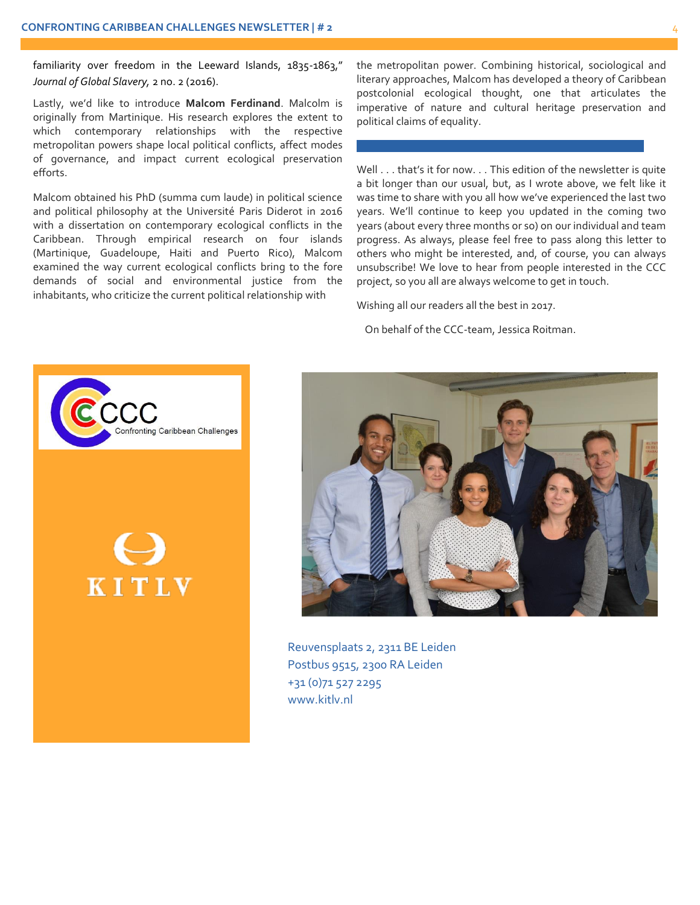familiarity over freedom in the Leeward Islands, 1835-1863," *Journal of Global Slavery,* 2 no. 2 (2016).

Lastly, we'd like to introduce **Malcom Ferdinand**. Malcolm is originally from Martinique. His research explores the extent to which contemporary relationships with the respective metropolitan powers shape local political conflicts, affect modes of governance, and impact current ecological preservation efforts.

Malcom obtained his PhD (summa cum laude) in political science and political philosophy at the Université Paris Diderot in 2016 with a dissertation on contemporary ecological conflicts in the Caribbean. Through empirical research on four islands (Martinique, Guadeloupe, Haiti and Puerto Rico), Malcom examined the way current ecological conflicts bring to the fore demands of social and environmental justice from the inhabitants, who criticize the current political relationship with the metropolitan power. Combining historical, sociological and literary approaches, Malcom has developed a theory of Caribbean postcolonial ecological thought, one that articulates the imperative of nature and cultural heritage preservation and political claims of equality.

Well . . . that's it for now. . . This edition of the newsletter is quite a bit longer than our usual, but, as I wrote above, we felt like it was time to share with you all how we've experienced the last two years. We'll continue to keep you updated in the coming two years (about every three months or so) on our individual and team progress. As always, please feel free to pass along this letter to others who might be interested, and, of course, you can always unsubscribe! We love to hear from people interested in the CCC project, so you all are always welcome to get in touch.

Wishing all our readers all the best in 2017.

On behalf of the CCC-team, Jessica Roitman.

CCC Confronting Caribbean Challenges

KITLV

Reuvensplaats 2, 2311 BE Leiden
Postbus 9515, 2300 RA Leiden
+31 (0)71 527 2295
www.kitlv.nl